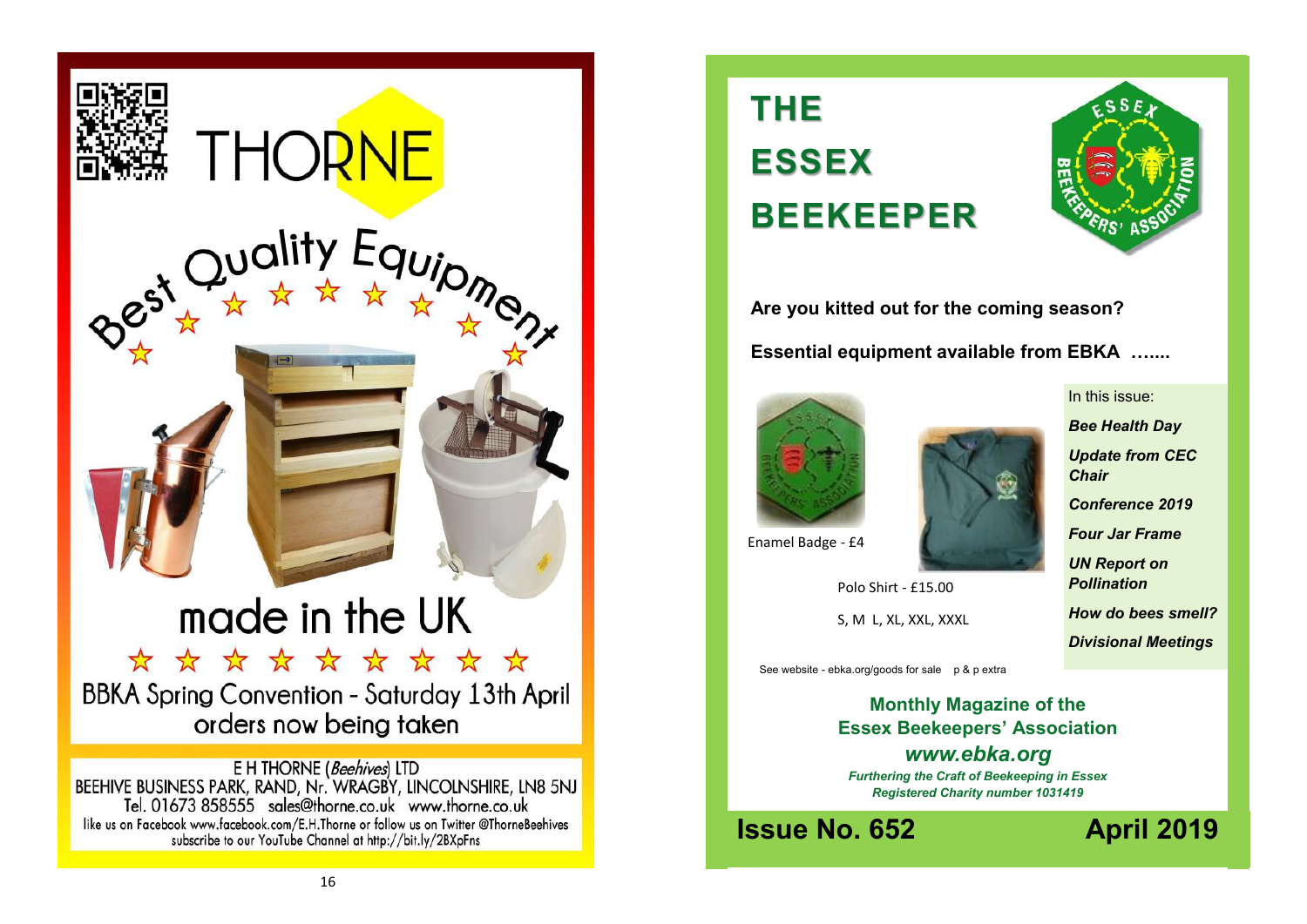# THORNE

Best Quality Equipment

made in the UK

BBKA Spring Convention - Saturday 13th April
orders now being taken

E H THORNE (*Beehives*) LTD
BEEHIVE BUSINESS PARK, RAND, Nr. WRAGBY, LINCOLNSHIRE, LN8 5NJ
Tel. 01673 858555 sales@thorne.co.uk www.thorne.co.uk
like us on Facebook www.facebook.com/E.H.Thorne or follow us on Twitter @ThorneBeehives
subscribe to our YouTube Channel at http://bit.ly/2BXpFns

# THE ESSEX BEEKEEPER

**Are you kitted out for the coming season?**

**Essential equipment available from EBKA …....**

Enamel Badge - £4

Polo Shirt - £15.00

S, M L, XL, XXL, XXXL

See website - ebka.org/goods for sale p & p extra

In this issue:

- ***Bee Health Day***
- ***Update from CEC Chair***
- ***Conference 2019***
- ***Four Jar Frame***
- ***UN Report on Pollination***
- ***How do bees smell?***
- ***Divisional Meetings***

**Monthly Magazine of the Essex Beekeepers' Association**

***www.ebka.org***

***Furthering the Craft of Beekeeping in Essex***
***Registered Charity number 1031419***

**Issue No. 652** **April 2019**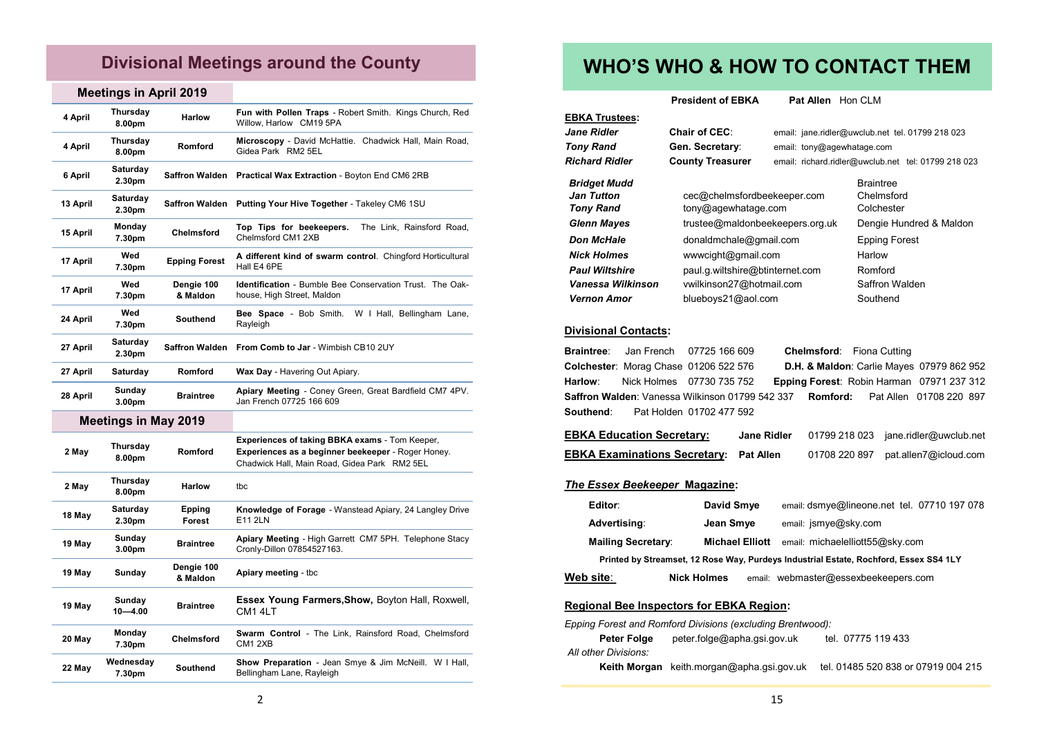## Divisional Meetings around the County

### Meetings in April 2019

| Date | Day/Time | Division | Event |
|---|---|---|---|
| 4 April | Thursday 8.00pm | Harlow | **Fun with Pollen Traps** - Robert Smith. Kings Church, Red Willow, Harlow CM19 5PA |
| 4 April | Thursday 8.00pm | Romford | **Microscopy** - David McHattie. Chadwick Hall, Main Road, Gidea Park RM2 5EL |
| 6 April | Saturday 2.30pm | Saffron Walden | **Practical Wax Extraction** - Boyton End CM6 2RB |
| 13 April | Saturday 2.30pm | Saffron Walden | **Putting Your Hive Together** - Takeley CM6 1SU |
| 15 April | Monday 7.30pm | Chelmsford | **Top Tips for beekeepers.** The Link, Rainsford Road, Chelmsford CM1 2XB |
| 17 April | Wed 7.30pm | Epping Forest | **A different kind of swarm control**. Chingford Horticultural Hall E4 6PE |
| 17 April | Wed 7.30pm | Dengie 100 & Maldon | **Identification** - Bumble Bee Conservation Trust. The Oakhouse, High Street, Maldon |
| 24 April | Wed 7.30pm | Southend | **Bee Space** - Bob Smith. W I Hall, Bellingham Lane, Rayleigh |
| 27 April | Saturday 2.30pm | Saffron Walden | **From Comb to Jar** - Wimbish CB10 2UY |
| 27 April | Saturday | Romford | **Wax Day** - Havering Out Apiary. |
| 28 April | Sunday 3.00pm | Braintree | **Apiary Meeting** - Coney Green, Great Bardfield CM7 4PV. Jan French 07725 166 609 |

### Meetings in May 2019

| Date | Day/Time | Division | Event |
|---|---|---|---|
| 2 May | Thursday 8.00pm | Romford | **Experiences of taking BBKA exams** - Tom Keeper, **Experiences as a beginner beekeeper** - Roger Honey. Chadwick Hall, Main Road, Gidea Park RM2 5EL |
| 2 May | Thursday 8.00pm | Harlow | tbc |
| 18 May | Saturday 2.30pm | Epping Forest | **Knowledge of Forage** - Wanstead Apiary, 24 Langley Drive E11 2LN |
| 19 May | Sunday 3.00pm | Braintree | **Apiary Meeting** - High Garrett CM7 5PH. Telephone Stacy Cronly-Dillon 07854527163. |
| 19 May | Sunday | Dengie 100 & Maldon | **Apiary meeting** - tbc |
| 19 May | Sunday 10—4.00 | Braintree | **Essex Young Farmers,Show,** Boyton Hall, Roxwell, CM1 4LT |
| 20 May | Monday 7.30pm | Chelmsford | **Swarm Control** - The Link, Rainsford Road, Chelmsford CM1 2XB |
| 22 May | Wednesday 7.30pm | Southend | **Show Preparation** - Jean Smye & Jim McNeill. W I Hall, Bellingham Lane, Rayleigh |

## WHO'S WHO & HOW TO CONTACT THEM

**President of EBKA** — **Pat Allen** Hon CLM

**EBKA Trustees:**

| Name | Role | Contact |
|---|---|---|
| ***Jane Ridler*** | **Chair of CEC**: | email: jane.ridler@uwclub.net tel. 01799 218 023 |
| ***Tony Rand*** | **Gen. Secretary**: | email: tony@agewhatage.com |
| ***Richard Ridler*** | **County Treasurer** | email: richard.ridler@uwclub.net tel: 01799 218 023 |

| Name | Email | Division |
|---|---|---|
| ***Bridget Mudd*** | | Braintree |
| ***Jan Tutton*** | cec@chelmsfordbeekeeper.com | Chelmsford |
| ***Tony Rand*** | tony@agewhatage.com | Colchester |
| ***Glenn Mayes*** | trustee@maldonbeekeepers.org.uk | Dengie Hundred & Maldon |
| ***Don McHale*** | donaldmchale@gmail.com | Epping Forest |
| ***Nick Holmes*** | wwwcight@gmail.com | Harlow |
| ***Paul Wiltshire*** | paul.g.wiltshire@btinternet.com | Romford |
| ***Vanessa Wilkinson*** | vwilkinson27@hotmail.com | Saffron Walden |
| ***Vernon Amor*** | blueboys21@aol.com | Southend |

**Divisional Contacts:**

**Braintree**: Jan French 07725 166 609
**Chelmsford**: Fiona Cutting
**Colchester**: Morag Chase 01206 522 576
**D.H. & Maldon**: Carlie Mayes 07979 862 952
**Harlow**: Nick Holmes 07730 735 752
**Epping Forest**: Robin Harman 07971 237 312
**Saffron Walden**: Vanessa Wilkinson 01799 542 337
**Romford:** Pat Allen 01708 220 897
**Southend**: Pat Holden 01702 477 592

**EBKA Education Secretary:** **Jane Ridler** 01799 218 023 jane.ridler@uwclub.net

**EBKA Examinations Secretary**: **Pat Allen** 01708 220 897 pat.allen7@icloud.com

***The Essex Beekeeper* Magazine:**

| Role | Name | Contact |
|---|---|---|
| **Editor**: | **David Smye** | email: dsmye@lineone.net tel. 07710 197 078 |
| **Advertising**: | **Jean Smye** | email: jsmye@sky.com |
| **Mailing Secretary**: | **Michael Elliott** | email: michaelelliott55@sky.com |

**Printed by Streamset, 12 Rose Way, Purdeys Industrial Estate, Rochford, Essex SS4 1LY**

**Web site**: **Nick Holmes** email: webmaster@essexbeekeepers.com

**Regional Bee Inspectors for EBKA Region:**

*Epping Forest and Romford Divisions (excluding Brentwood):*
**Peter Folge** peter.folge@apha.gsi.gov.uk tel. 07775 119 433

*All other Divisions:*
**Keith Morgan** keith.morgan@apha.gsi.gov.uk tel. 01485 520 838 or 07919 004 215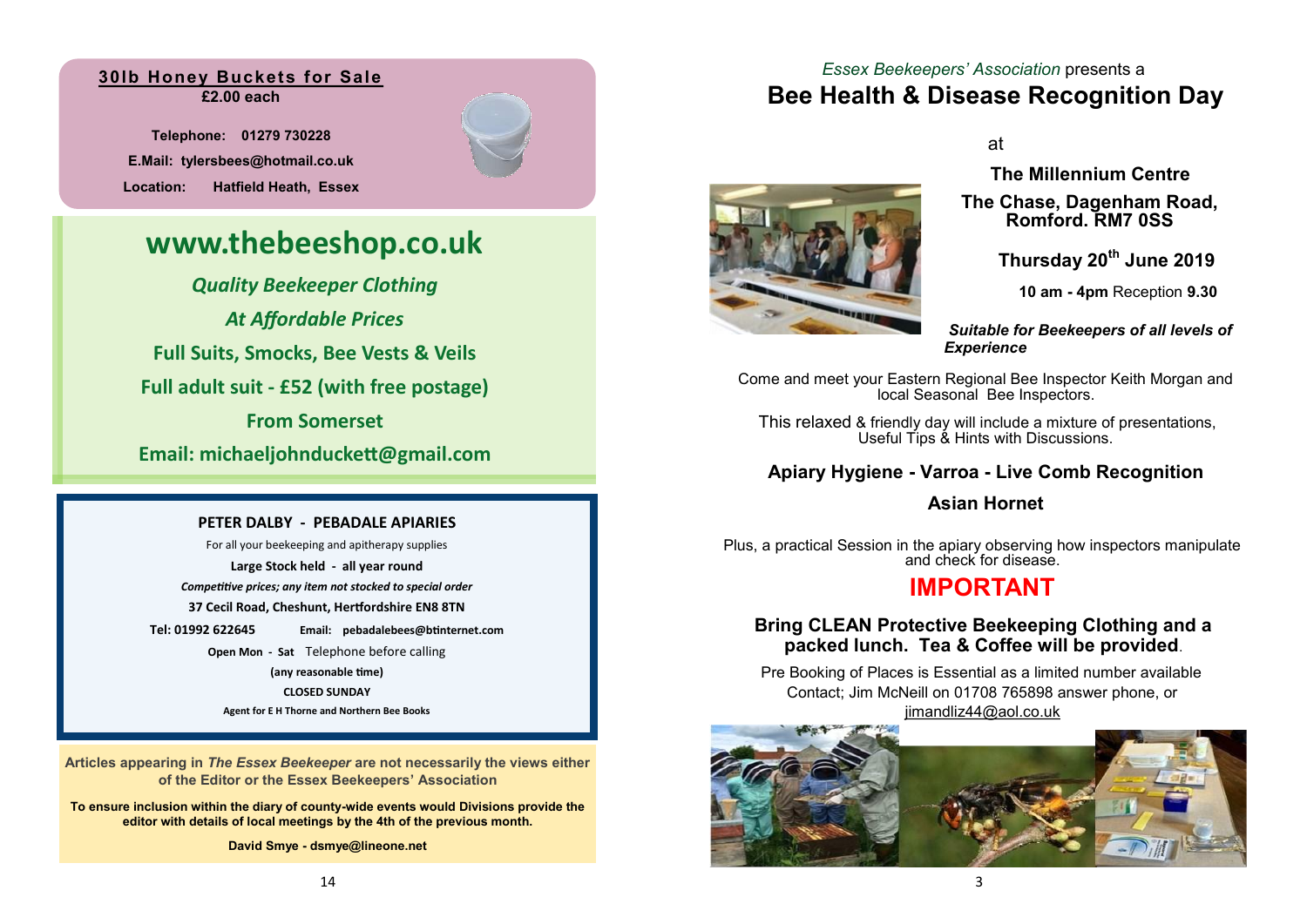**30lb Honey Buckets for Sale**
**£2.00 each**

**Telephone: 01279 730228**
**E.Mail: tylersbees@hotmail.co.uk**
**Location: Hatfield Heath, Essex**

# www.thebeeshop.co.uk

***Quality Beekeeper Clothing***
***At Affordable Prices***
**Full Suits, Smocks, Bee Vests & Veils**
**Full adult suit - £52 (with free postage)**
**From Somerset**
**Email: michaeljohnduckett@gmail.com**

**PETER DALBY - PEBADALE APIARIES**

For all your beekeeping and apitherapy supplies

**Large Stock held - all year round**

***Competitive prices; any item not stocked to special order***

**37 Cecil Road, Cheshunt, Hertfordshire EN8 8TN**

**Tel: 01992 622645** **Email: pebadalebees@btinternet.com**

**Open Mon - Sat** Telephone before calling

**(any reasonable time)**

**CLOSED SUNDAY**

**Agent for E H Thorne and Northern Bee Books**

**Articles appearing in *The Essex Beekeeper* are not necessarily the views either of the Editor or the Essex Beekeepers' Association**

**To ensure inclusion within the diary of county-wide events would Divisions provide the editor with details of local meetings by the 4th of the previous month.**

**David Smye - dsmye@lineone.net**

*Essex Beekeepers' Association* presents a

# Bee Health & Disease Recognition Day

at

**The Millennium Centre**

**The Chase, Dagenham Road, Romford. RM7 0SS**

**Thursday 20th June 2019**

**10 am - 4pm** Reception **9.30**

***Suitable for Beekeepers of all levels of Experience***

Come and meet your Eastern Regional Bee Inspector Keith Morgan and local Seasonal Bee Inspectors.

This relaxed & friendly day will include a mixture of presentations, Useful Tips & Hints with Discussions.

**Apiary Hygiene - Varroa - Live Comb Recognition**

**Asian Hornet**

Plus, a practical Session in the apiary observing how inspectors manipulate and check for disease.

## IMPORTANT

**Bring CLEAN Protective Beekeeping Clothing and a packed lunch. Tea & Coffee will be provided**.

Pre Booking of Places is Essential as a limited number available
Contact; Jim McNeill on 01708 765898 answer phone, or
jimandliz44@aol.co.uk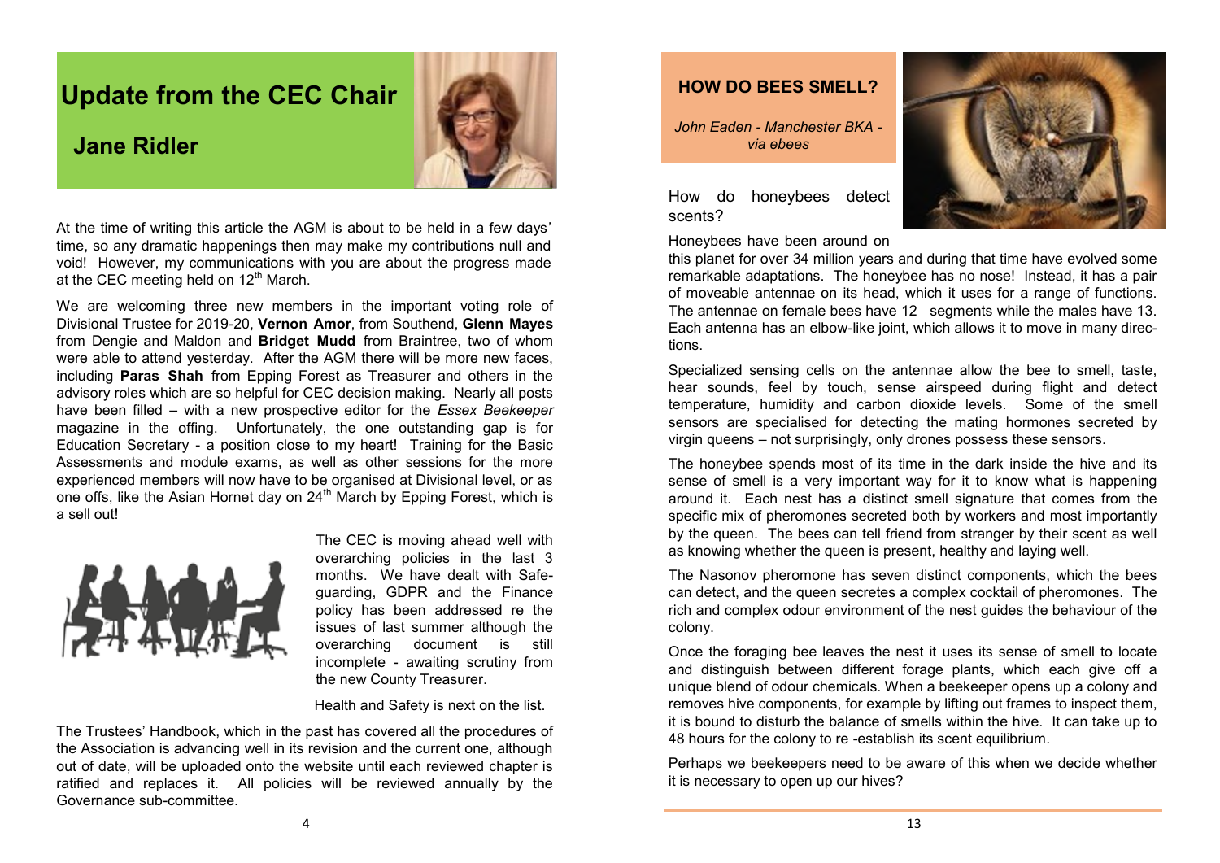# Update from the CEC Chair

## Jane Ridler

At the time of writing this article the AGM is about to be held in a few days' time, so any dramatic happenings then may make my contributions null and void! However, my communications with you are about the progress made at the CEC meeting held on 12th March.

We are welcoming three new members in the important voting role of Divisional Trustee for 2019-20, **Vernon Amor**, from Southend, **Glenn Mayes** from Dengie and Maldon and **Bridget Mudd** from Braintree, two of whom were able to attend yesterday. After the AGM there will be more new faces, including **Paras Shah** from Epping Forest as Treasurer and others in the advisory roles which are so helpful for CEC decision making. Nearly all posts have been filled – with a new prospective editor for the *Essex Beekeeper* magazine in the offing. Unfortunately, the one outstanding gap is for Education Secretary - a position close to my heart! Training for the Basic Assessments and module exams, as well as other sessions for the more experienced members will now have to be organised at Divisional level, or as one offs, like the Asian Hornet day on 24th March by Epping Forest, which is a sell out!

The CEC is moving ahead well with overarching policies in the last 3 months. We have dealt with Safeguarding, GDPR and the Finance policy has been addressed re the issues of last summer although the overarching document is still incomplete - awaiting scrutiny from the new County Treasurer.

Health and Safety is next on the list.

The Trustees' Handbook, which in the past has covered all the procedures of the Association is advancing well in its revision and the current one, although out of date, will be uploaded onto the website until each reviewed chapter is ratified and replaces it. All policies will be reviewed annually by the Governance sub-committee.

# HOW DO BEES SMELL?

*John Eaden - Manchester BKA - via ebees*

How do honeybees detect scents?

Honeybees have been around on this planet for over 34 million years and during that time have evolved some remarkable adaptations. The honeybee has no nose! Instead, it has a pair of moveable antennae on its head, which it uses for a range of functions. The antennae on female bees have 12 segments while the males have 13. Each antenna has an elbow-like joint, which allows it to move in many directions.

Specialized sensing cells on the antennae allow the bee to smell, taste, hear sounds, feel by touch, sense airspeed during flight and detect temperature, humidity and carbon dioxide levels. Some of the smell sensors are specialised for detecting the mating hormones secreted by virgin queens – not surprisingly, only drones possess these sensors.

The honeybee spends most of its time in the dark inside the hive and its sense of smell is a very important way for it to know what is happening around it. Each nest has a distinct smell signature that comes from the specific mix of pheromones secreted both by workers and most importantly by the queen. The bees can tell friend from stranger by their scent as well as knowing whether the queen is present, healthy and laying well.

The Nasonov pheromone has seven distinct components, which the bees can detect, and the queen secretes a complex cocktail of pheromones. The rich and complex odour environment of the nest guides the behaviour of the colony.

Once the foraging bee leaves the nest it uses its sense of smell to locate and distinguish between different forage plants, which each give off a unique blend of odour chemicals. When a beekeeper opens up a colony and removes hive components, for example by lifting out frames to inspect them, it is bound to disturb the balance of smells within the hive. It can take up to 48 hours for the colony to re -establish its scent equilibrium.

Perhaps we beekeepers need to be aware of this when we decide whether it is necessary to open up our hives?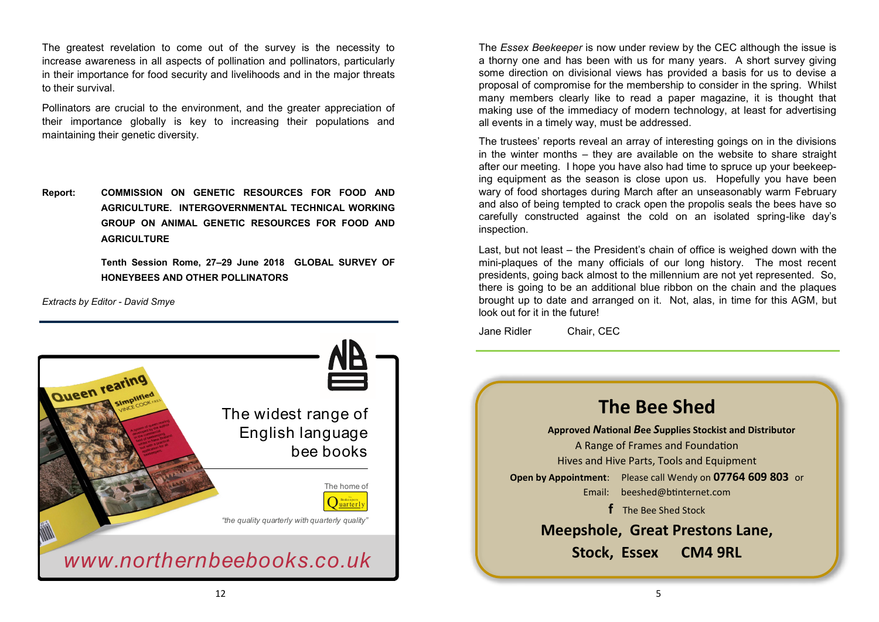The greatest revelation to come out of the survey is the necessity to increase awareness in all aspects of pollination and pollinators, particularly in their importance for food security and livelihoods and in the major threats to their survival.

Pollinators are crucial to the environment, and the greater appreciation of their importance globally is key to increasing their populations and maintaining their genetic diversity.

**Report:** **COMMISSION ON GENETIC RESOURCES FOR FOOD AND AGRICULTURE. INTERGOVERNMENTAL TECHNICAL WORKING GROUP ON ANIMAL GENETIC RESOURCES FOR FOOD AND AGRICULTURE**

**Tenth Session Rome, 27–29 June 2018 GLOBAL SURVEY OF HONEYBEES AND OTHER POLLINATORS**

*Extracts by Editor - David Smye*

---

The widest range of English language bee books

The home of The Beekeepers Quarterly

*"the quality quarterly with quarterly quality"*

*www.northernbeebooks.co.uk*

---

The *Essex Beekeeper* is now under review by the CEC although the issue is a thorny one and has been with us for many years. A short survey giving some direction on divisional views has provided a basis for us to devise a proposal of compromise for the membership to consider in the spring. Whilst many members clearly like to read a paper magazine, it is thought that making use of the immediacy of modern technology, at least for advertising all events in a timely way, must be addressed.

The trustees' reports reveal an array of interesting goings on in the divisions in the winter months – they are available on the website to share straight after our meeting. I hope you have also had time to spruce up your beekeeping equipment as the season is close upon us. Hopefully you have been wary of food shortages during March after an unseasonably warm February and also of being tempted to crack open the propolis seals the bees have so carefully constructed against the cold on an isolated spring-like day's inspection.

Last, but not least – the President's chain of office is weighed down with the mini-plaques of the many officials of our long history. The most recent presidents, going back almost to the millennium are not yet represented. So, there is going to be an additional blue ribbon on the chain and the plaques brought up to date and arranged on it. Not, alas, in time for this AGM, but look out for it in the future!

Jane Ridler Chair, CEC

---

## The Bee Shed

**Approved *N*ational *B*ee *S*upplies Stockist and Distributor**

A Range of Frames and Foundation

Hives and Hive Parts, Tools and Equipment

**Open by Appointment**: Please call Wendy on **07764 609 803** or

Email: beeshed@btinternet.com

f The Bee Shed Stock

**Meepshole, Great Prestons Lane,**

**Stock, Essex CM4 9RL**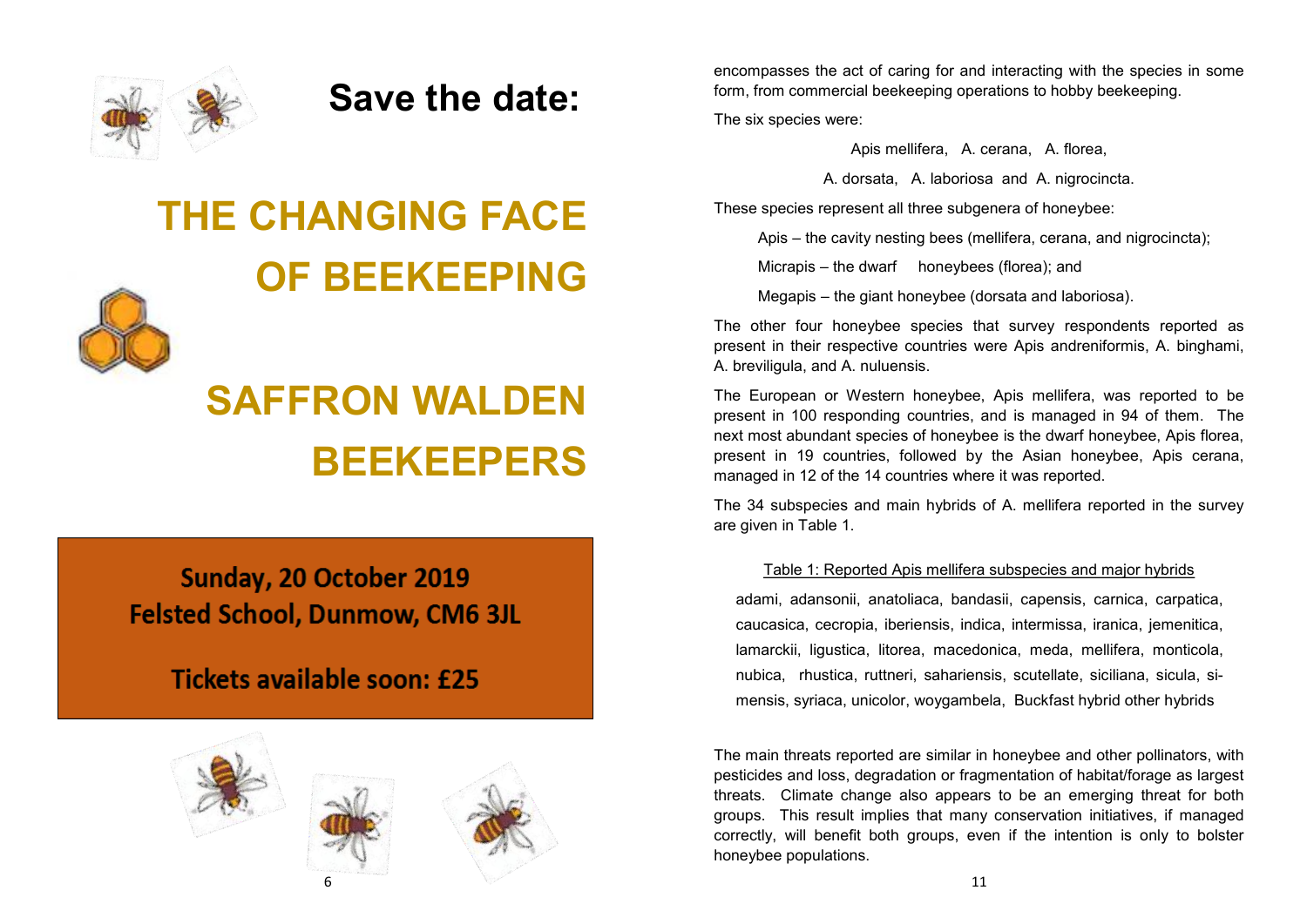# Save the date:

# THE CHANGING FACE OF BEEKEEPING

# SAFFRON WALDEN BEEKEEPERS

**Sunday, 20 October 2019**
**Felsted School, Dunmow, CM6 3JL**

**Tickets available soon: £25**

encompasses the act of caring for and interacting with the species in some form, from commercial beekeeping operations to hobby beekeeping.

The six species were:

Apis mellifera, A. cerana, A. florea,

A. dorsata, A. laboriosa and A. nigrocincta.

These species represent all three subgenera of honeybee:

Apis – the cavity nesting bees (mellifera, cerana, and nigrocincta);

Micrapis – the dwarf honeybees (florea); and

Megapis – the giant honeybee (dorsata and laboriosa).

The other four honeybee species that survey respondents reported as present in their respective countries were Apis andreniformis, A. binghami, A. breviligula, and A. nuluensis.

The European or Western honeybee, Apis mellifera, was reported to be present in 100 responding countries, and is managed in 94 of them. The next most abundant species of honeybee is the dwarf honeybee, Apis florea, present in 19 countries, followed by the Asian honeybee, Apis cerana, managed in 12 of the 14 countries where it was reported.

The 34 subspecies and main hybrids of A. mellifera reported in the survey are given in Table 1.

Table 1: Reported Apis mellifera subspecies and major hybrids

adami, adansonii, anatoliaca, bandasii, capensis, carnica, carpatica, caucasica, cecropia, iberiensis, indica, intermissa, iranica, jemenitica, lamarckii, ligustica, litorea, macedonica, meda, mellifera, monticola, nubica, rhustica, ruttneri, sahariensis, scutellate, siciliana, sicula, simensis, syriaca, unicolor, woygambela, Buckfast hybrid other hybrids

The main threats reported are similar in honeybee and other pollinators, with pesticides and loss, degradation or fragmentation of habitat/forage as largest threats. Climate change also appears to be an emerging threat for both groups. This result implies that many conservation initiatives, if managed correctly, will benefit both groups, even if the intention is only to bolster honeybee populations.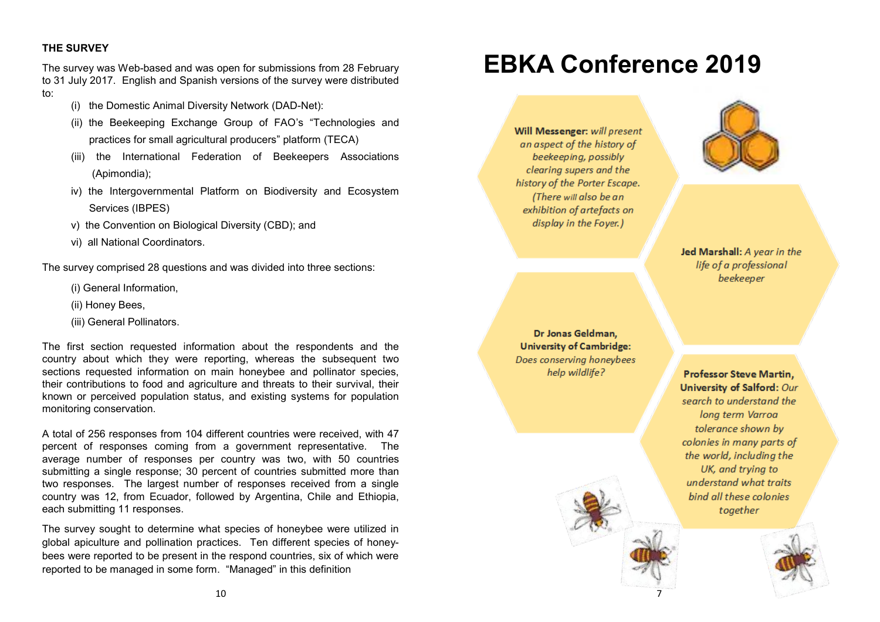### THE SURVEY

The survey was Web-based and was open for submissions from 28 February to 31 July 2017. English and Spanish versions of the survey were distributed to:

(i) the Domestic Animal Diversity Network (DAD-Net):

(ii) the Beekeeping Exchange Group of FAO's "Technologies and practices for small agricultural producers" platform (TECA)

(iii) the International Federation of Beekeepers Associations (Apimondia);

iv) the Intergovernmental Platform on Biodiversity and Ecosystem Services (IBPES)

v) the Convention on Biological Diversity (CBD); and

vi) all National Coordinators.

The survey comprised 28 questions and was divided into three sections:

(i) General Information,

(ii) Honey Bees,

(iii) General Pollinators.

The first section requested information about the respondents and the country about which they were reporting, whereas the subsequent two sections requested information on main honeybee and pollinator species, their contributions to food and agriculture and threats to their survival, their known or perceived population status, and existing systems for population monitoring conservation.

A total of 256 responses from 104 different countries were received, with 47 percent of responses coming from a government representative. The average number of responses per country was two, with 50 countries submitting a single response; 30 percent of countries submitted more than two responses. The largest number of responses received from a single country was 12, from Ecuador, followed by Argentina, Chile and Ethiopia, each submitting 11 responses.

The survey sought to determine what species of honeybee were utilized in global apiculture and pollination practices. Ten different species of honey-bees were reported to be present in the respond countries, six of which were reported to be managed in some form. "Managed" in this definition

# EBKA Conference 2019

**Will Messenger:** *will present an aspect of the history of beekeeping, possibly clearing supers and the history of the Porter Escape. (There will also be an exhibition of artefacts on display in the Foyer.)*

**Jed Marshall:** *A year in the life of a professional beekeeper*

**Dr Jonas Geldman, University of Cambridge:** *Does conserving honeybees help wildlife?*

**Professor Steve Martin, University of Salford:** *Our search to understand the long term Varroa tolerance shown by colonies in many parts of the world, including the UK, and trying to understand what traits bind all these colonies together*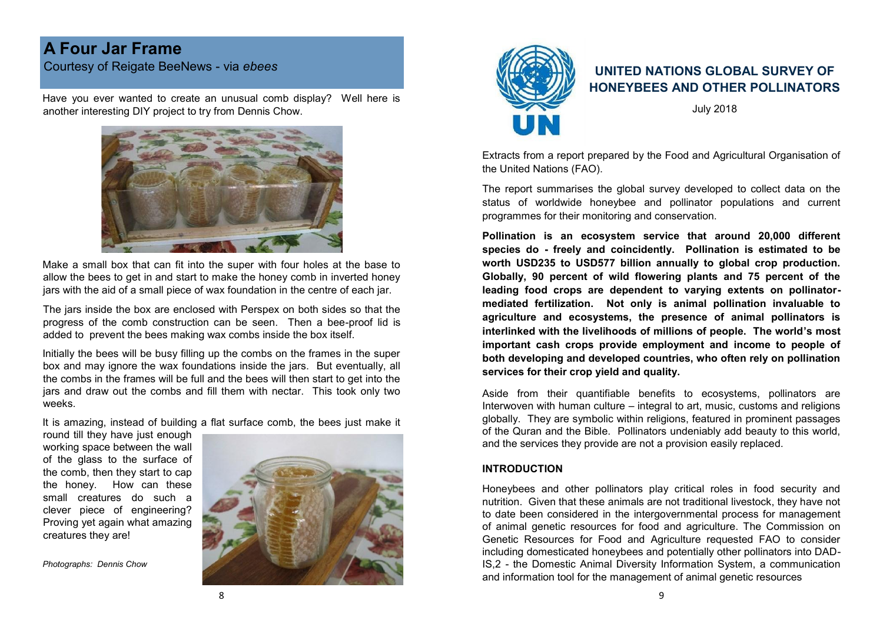# A Four Jar Frame

Courtesy of Reigate BeeNews - via *ebees*

Have you ever wanted to create an unusual comb display? Well here is another interesting DIY project to try from Dennis Chow.

Make a small box that can fit into the super with four holes at the base to allow the bees to get in and start to make the honey comb in inverted honey jars with the aid of a small piece of wax foundation in the centre of each jar.

The jars inside the box are enclosed with Perspex on both sides so that the progress of the comb construction can be seen. Then a bee-proof lid is added to prevent the bees making wax combs inside the box itself.

Initially the bees will be busy filling up the combs on the frames in the super box and may ignore the wax foundations inside the jars. But eventually, all the combs in the frames will be full and the bees will then start to get into the jars and draw out the combs and fill them with nectar. This took only two weeks.

It is amazing, instead of building a flat surface comb, the bees just make it round till they have just enough working space between the wall of the glass to the surface of the comb, then they start to cap the honey. How can these small creatures do such a clever piece of engineering? Proving yet again what amazing creatures they are!

*Photographs: Dennis Chow*

## UNITED NATIONS GLOBAL SURVEY OF HONEYBEES AND OTHER POLLINATORS

July 2018

Extracts from a report prepared by the Food and Agricultural Organisation of the United Nations (FAO).

The report summarises the global survey developed to collect data on the status of worldwide honeybee and pollinator populations and current programmes for their monitoring and conservation.

**Pollination is an ecosystem service that around 20,000 different species do - freely and coincidently. Pollination is estimated to be worth USD235 to USD577 billion annually to global crop production. Globally, 90 percent of wild flowering plants and 75 percent of the leading food crops are dependent to varying extents on pollinator-mediated fertilization. Not only is animal pollination invaluable to agriculture and ecosystems, the presence of animal pollinators is interlinked with the livelihoods of millions of people. The world's most important cash crops provide employment and income to people of both developing and developed countries, who often rely on pollination services for their crop yield and quality.**

Aside from their quantifiable benefits to ecosystems, pollinators are Interwoven with human culture – integral to art, music, customs and religions globally. They are symbolic within religions, featured in prominent passages of the Quran and the Bible. Pollinators undeniably add beauty to this world, and the services they provide are not a provision easily replaced.

### INTRODUCTION

Honeybees and other pollinators play critical roles in food security and nutrition. Given that these animals are not traditional livestock, they have not to date been considered in the intergovernmental process for management of animal genetic resources for food and agriculture. The Commission on Genetic Resources for Food and Agriculture requested FAO to consider including domesticated honeybees and potentially other pollinators into DAD-IS,2 - the Domestic Animal Diversity Information System, a communication and information tool for the management of animal genetic resources